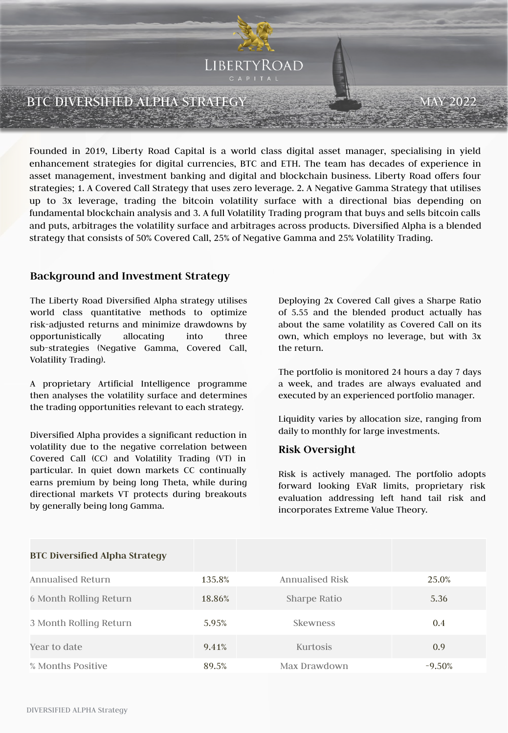LIBERTYROAD CAPITAL

# BTC DIVERSIFIED ALPHA STRATEGY

MAY 2022

Founded in 2019, Liberty Road Capital is a world class digital asset manager, specialising in yield enhancement strategies for digital currencies, BTC and ETH. The team has decades of experience in asset management, investment banking and digital and blockchain business. Liberty Road offers four strategies; 1. A Covered Call Strategy that uses zero leverage. 2. A Negative Gamma Strategy that utilises up to 3x leverage, trading the bitcoin volatility surface with a directional bias depending on fundamental blockchain analysis and 3. A full Volatility Trading program that buys and sells bitcoin calls and puts, arbitrages the volatility surface and arbitrages across products. Diversified Alpha is a blended strategy that consists of 50% Covered Call, 25% of Negative Gamma and 25% Volatility Trading.

## Background and Investment Strategy

The Liberty Road Diversified Alpha strategy utilises world class quantitative methods to optimize risk-adjusted returns and minimize drawdowns by opportunistically allocating into three sub-strategies (Negative Gamma, Covered Call, Volatility Trading).

A proprietary Artificial Intelligence programme then analyses the volatility surface and determines the trading opportunities relevant to each strategy.

Diversified Alpha provides a significant reduction in volatility due to the negative correlation between Covered Call (CC) and Volatility Trading (VT) in particular. In quiet down markets CC continually earns premium by being long Theta, while during directional markets VT protects during breakouts by generally being long Gamma.

Deploying 2x Covered Call gives a Sharpe Ratio of 5.55 and the blended product actually has about the same volatility as Covered Call on its own, which employs no leverage, but with 3x the return.

The portfolio is monitored 24 hours a day 7 days a week, and trades are always evaluated and executed by an experienced portfolio manager.

Liquidity varies by allocation size, ranging from daily to monthly for large investments.

## Risk Oversight

Risk is actively managed. The portfolio adopts forward looking EVaR limits, proprietary risk evaluation addressing left hand tail risk and incorporates Extreme Value Theory.

| BTC Diversified Alpha Strategy | | | |
|---|---|---|---|
| Annualised Return | 135.8% | Annualised Risk | 25.0% |
| 6 Month Rolling Return | 18.86% | Sharpe Ratio | 5.36 |
| 3 Month Rolling Return | 5.95% | Skewness | 0.4 |
| Year to date | 9.41% | Kurtosis | 0.9 |
| % Months Positive | 89.5% | Max Drawdown | -9.50% |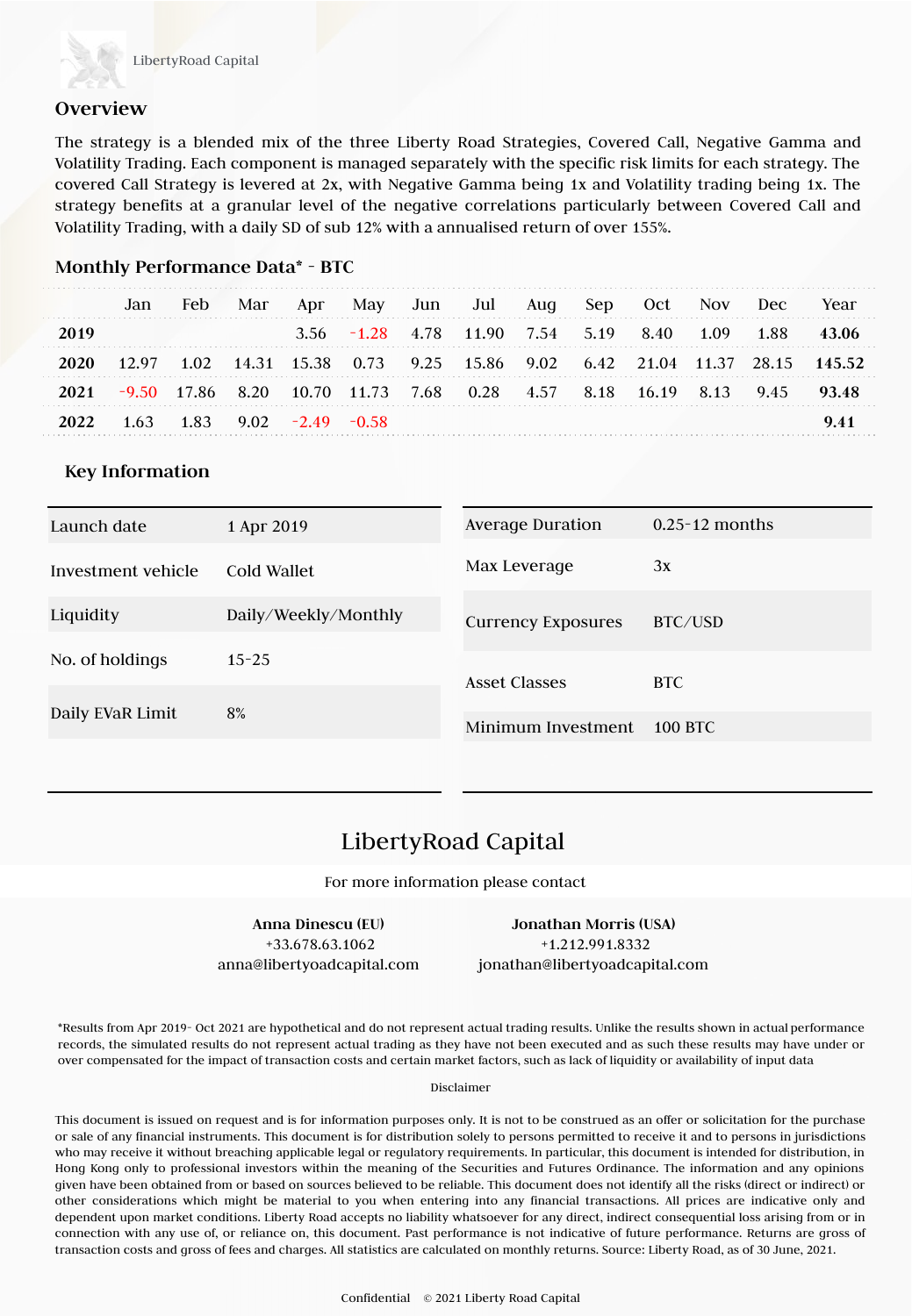LibertyRoad Capital

## Overview

The strategy is a blended mix of the three Liberty Road Strategies, Covered Call, Negative Gamma and Volatility Trading. Each component is managed separately with the specific risk limits for each strategy. The covered Call Strategy is levered at 2x, with Negative Gamma being 1x and Volatility trading being 1x. The strategy benefits at a granular level of the negative correlations particularly between Covered Call and Volatility Trading, with a daily SD of sub 12% with a annualised return of over 155%.

## Monthly Performance Data* - BTC

| | Jan | Feb | Mar | Apr | May | Jun | Jul | Aug | Sep | Oct | Nov | Dec | Year |
|---|---|---|---|---|---|---|---|---|---|---|---|---|---|
| **2019** | | | | 3.56 | -1.28 | 4.78 | 11.90 | 7.54 | 5.19 | 8.40 | 1.09 | 1.88 | **43.06** |
| **2020** | 12.97 | 1.02 | 14.31 | 15.38 | 0.73 | 9.25 | 15.86 | 9.02 | 6.42 | 21.04 | 11.37 | 28.15 | **145.52** |
| **2021** | -9.50 | 17.86 | 8.20 | 10.70 | 11.73 | 7.68 | 0.28 | 4.57 | 8.18 | 16.19 | 8.13 | 9.45 | **93.48** |
| **2022** | 1.63 | 1.83 | 9.02 | -2.49 | -0.58 | | | | | | | | **9.41** |

## Key Information

| | |
|---|---|
| Launch date | 1 Apr 2019 |
| Investment vehicle | Cold Wallet |
| Liquidity | Daily/Weekly/Monthly |
| No. of holdings | 15-25 |
| Daily EVaR Limit | 8% |

| | |
|---|---|
| Average Duration | 0.25-12 months |
| Max Leverage | 3x |
| Currency Exposures | BTC/USD |
| Asset Classes | BTC |
| Minimum Investment | 100 BTC |

## LibertyRoad Capital

For more information please contact

**Anna Dinescu (EU)**
+33.678.63.1062
anna@libertyoadcapital.com

**Jonathan Morris (USA)**
+1.212.991.8332
jonathan@libertyoadcapital.com

*Results from Apr 2019- Oct 2021 are hypothetical and do not represent actual trading results. Unlike the results shown in actual performance records, the simulated results do not represent actual trading as they have not been executed and as such these results may have under or over compensated for the impact of transaction costs and certain market factors, such as lack of liquidity or availability of input data

Disclaimer

This document is issued on request and is for information purposes only. It is not to be construed as an offer or solicitation for the purchase or sale of any financial instruments. This document is for distribution solely to persons permitted to receive it and to persons in jurisdictions who may receive it without breaching applicable legal or regulatory requirements. In particular, this document is intended for distribution, in Hong Kong only to professional investors within the meaning of the Securities and Futures Ordinance. The information and any opinions given have been obtained from or based on sources believed to be reliable. This document does not identify all the risks (direct or indirect) or other considerations which might be material to you when entering into any financial transactions. All prices are indicative only and dependent upon market conditions. Liberty Road accepts no liability whatsoever for any direct, indirect consequential loss arising from or in connection with any use of, or reliance on, this document. Past performance is not indicative of future performance. Returns are gross of transaction costs and gross of fees and charges. All statistics are calculated on monthly returns. Source: Liberty Road, as of 30 June, 2021.

Confidential © 2021 Liberty Road Capital